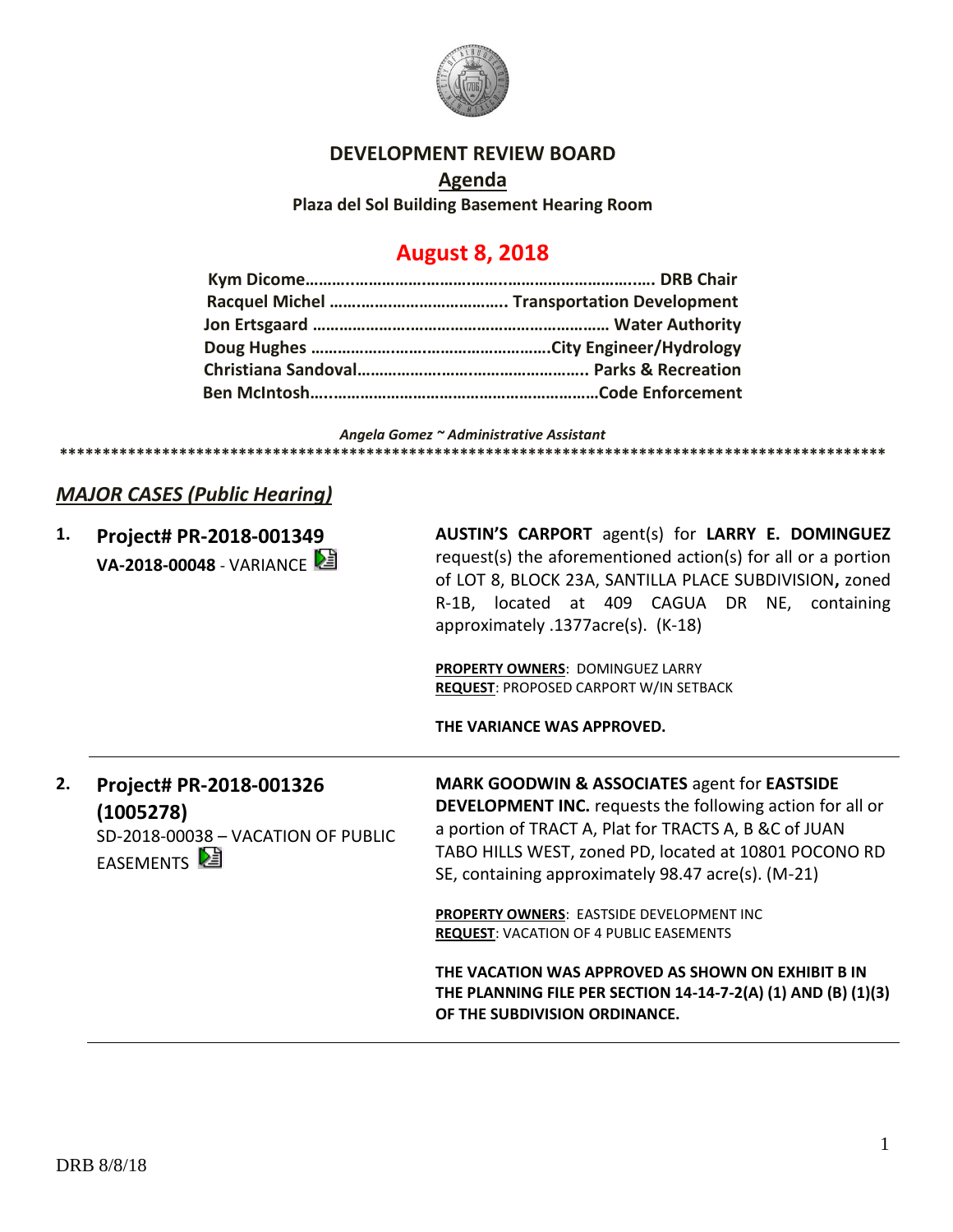# DEVELOPMENT REVIEW BOARD

## Agenda

**Plaza del Sol Building Basement Hearing Room**

## August 8, 2018

**Kym Dicome……………………………………………………………. DRB Chair**
**Racquel Michel ………………………………… Transportation Development**
**Jon Ertsgaard ………………………………………………………… Water Authority**
**Doug Hughes ……………………………………………City Engineer/Hydrology**
**Christiana Sandoval…………………………………………… Parks & Recreation**
**Ben McIntosh…………………………………………………………Code Enforcement**

*Angela Gomez ~ Administrative Assistant*

*******************************************************************************************

### *MAJOR CASES (Public Hearing)*

**1. Project# PR-2018-001349**
**VA-2018-00048** - VARIANCE

**AUSTIN'S CARPORT** agent(s) for **LARRY E. DOMINGUEZ** request(s) the aforementioned action(s) for all or a portion of LOT 8, BLOCK 23A, SANTILLA PLACE SUBDIVISION**,** zoned R-1B, located at 409 CAGUA DR NE, containing approximately .1377acre(s). (K-18)

**PROPERTY OWNERS**: DOMINGUEZ LARRY
**REQUEST**: PROPOSED CARPORT W/IN SETBACK

**THE VARIANCE WAS APPROVED.**

---

**2. Project# PR-2018-001326 (1005278)**
SD-2018-00038 – VACATION OF PUBLIC EASEMENTS

**MARK GOODWIN & ASSOCIATES** agent for **EASTSIDE DEVELOPMENT INC.** requests the following action for all or a portion of TRACT A, Plat for TRACTS A, B &C of JUAN TABO HILLS WEST, zoned PD, located at 10801 POCONO RD SE, containing approximately 98.47 acre(s). (M-21)

**PROPERTY OWNERS**: EASTSIDE DEVELOPMENT INC
**REQUEST**: VACATION OF 4 PUBLIC EASEMENTS

**THE VACATION WAS APPROVED AS SHOWN ON EXHIBIT B IN THE PLANNING FILE PER SECTION 14-14-7-2(A) (1) AND (B) (1)(3) OF THE SUBDIVISION ORDINANCE.**

---

DRB 8/8/18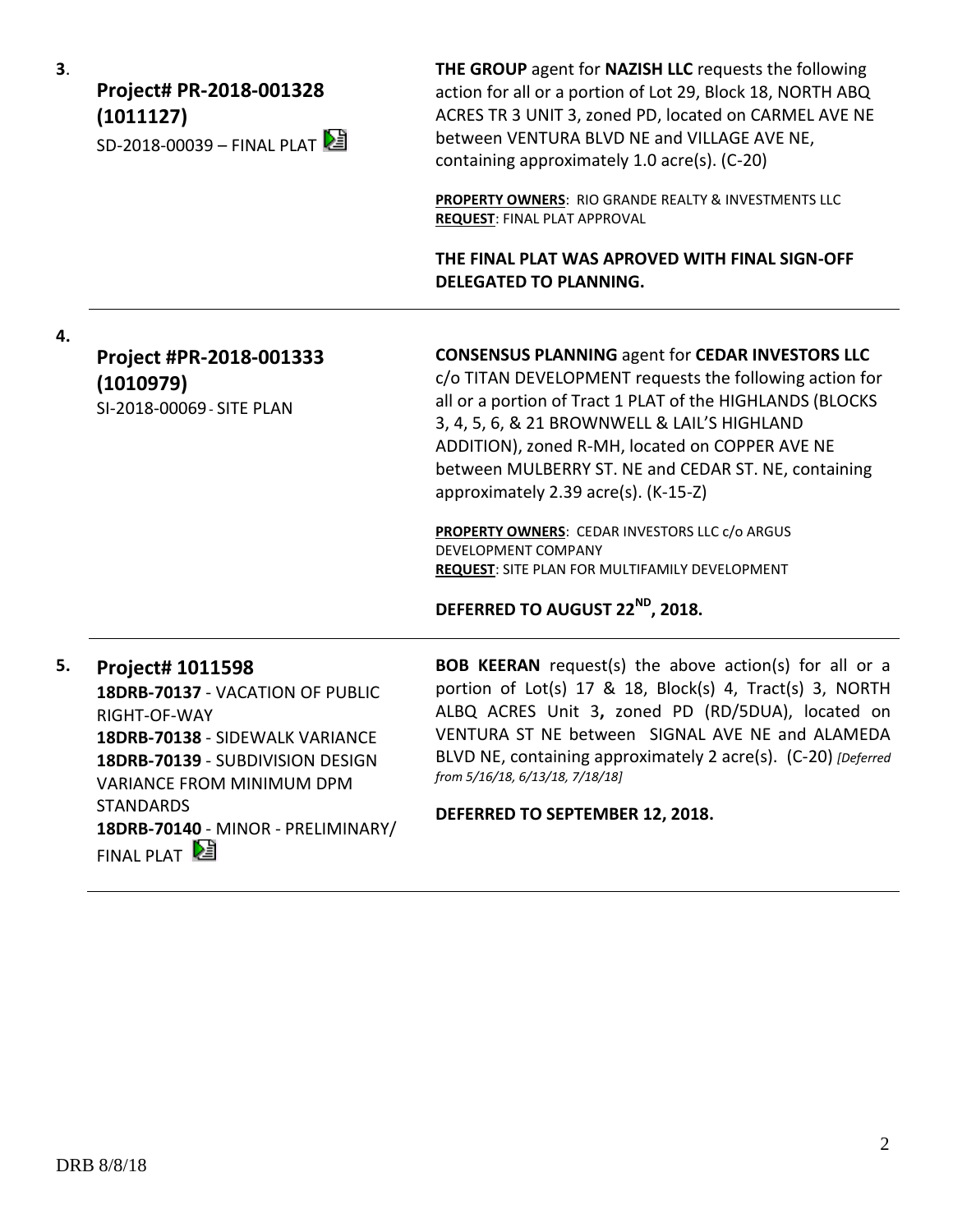3. **Project# PR-2018-001328 (1011127)**
SD-2018-00039 – FINAL PLAT

**THE GROUP** agent for **NAZISH LLC** requests the following action for all or a portion of Lot 29, Block 18, NORTH ABQ ACRES TR 3 UNIT 3, zoned PD, located on CARMEL AVE NE between VENTURA BLVD NE and VILLAGE AVE NE, containing approximately 1.0 acre(s). (C-20)

**PROPERTY OWNERS**: RIO GRANDE REALTY & INVESTMENTS LLC
**REQUEST**: FINAL PLAT APPROVAL

**THE FINAL PLAT WAS APROVED WITH FINAL SIGN-OFF DELEGATED TO PLANNING.**

---

4. **Project #PR-2018-001333 (1010979)**
SI-2018-00069 - SITE PLAN

**CONSENSUS PLANNING** agent for **CEDAR INVESTORS LLC** c/o TITAN DEVELOPMENT requests the following action for all or a portion of Tract 1 PLAT of the HIGHLANDS (BLOCKS 3, 4, 5, 6, & 21 BROWNWELL & LAIL'S HIGHLAND ADDITION), zoned R-MH, located on COPPER AVE NE between MULBERRY ST. NE and CEDAR ST. NE, containing approximately 2.39 acre(s). (K-15-Z)

**PROPERTY OWNERS**: CEDAR INVESTORS LLC c/o ARGUS DEVELOPMENT COMPANY
**REQUEST**: SITE PLAN FOR MULTIFAMILY DEVELOPMENT

**DEFERRED TO AUGUST 22ND, 2018.**

---

5. **Project# 1011598**
**18DRB-70137** - VACATION OF PUBLIC RIGHT-OF-WAY
**18DRB-70138** - SIDEWALK VARIANCE
**18DRB-70139** - SUBDIVISION DESIGN VARIANCE FROM MINIMUM DPM STANDARDS
**18DRB-70140** - MINOR - PRELIMINARY/ FINAL PLAT

**BOB KEERAN** request(s) the above action(s) for all or a portion of Lot(s) 17 & 18, Block(s) 4, Tract(s) 3, NORTH ALBQ ACRES Unit 3**,** zoned PD (RD/5DUA), located on VENTURA ST NE between SIGNAL AVE NE and ALAMEDA BLVD NE, containing approximately 2 acre(s). (C-20) *[Deferred from 5/16/18, 6/13/18, 7/18/18]*

**DEFERRED TO SEPTEMBER 12, 2018.**

---

DRB 8/8/18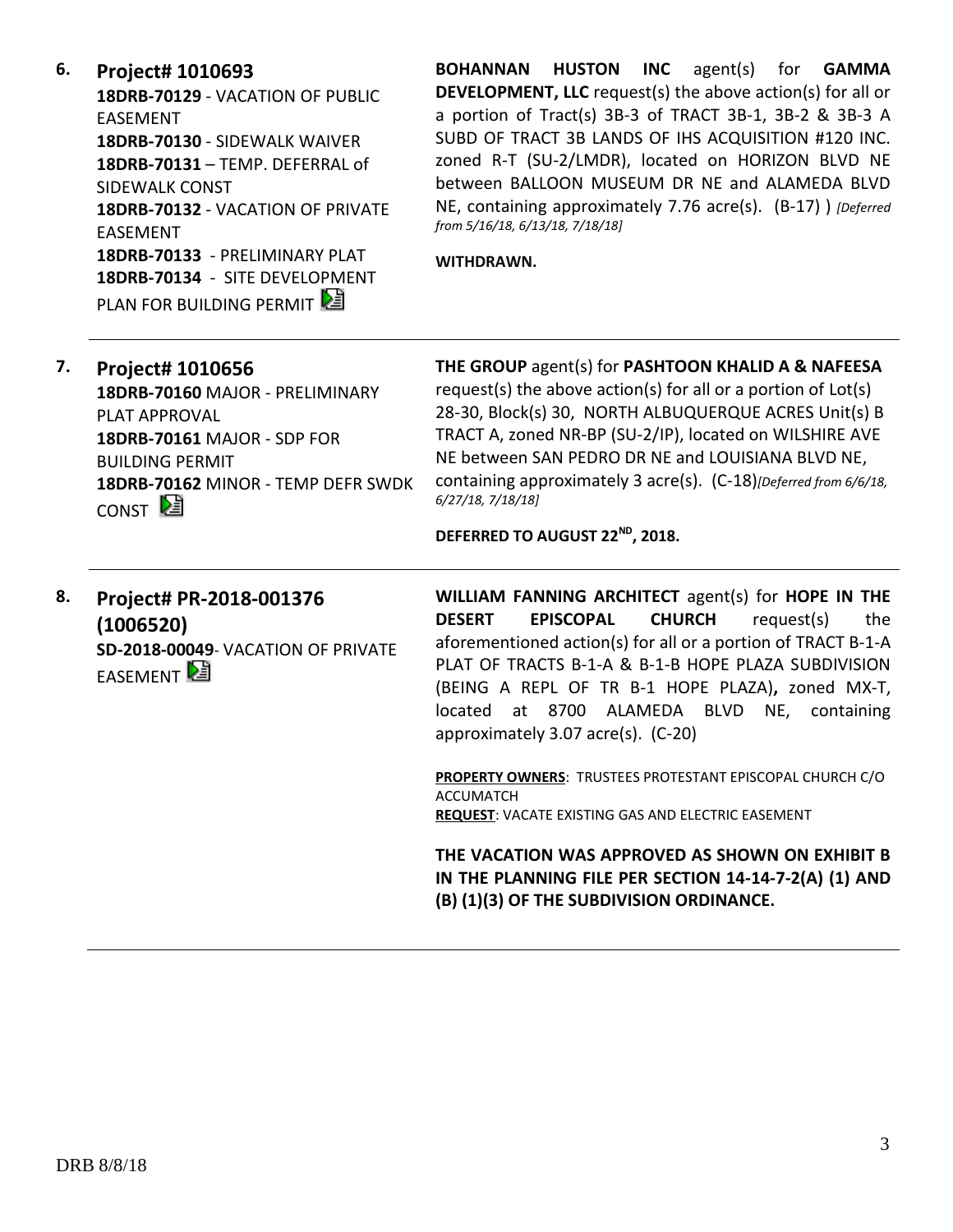**6. Project# 1010693**

**18DRB-70129** - VACATION OF PUBLIC EASEMENT
**18DRB-70130** - SIDEWALK WAIVER
**18DRB-70131** – TEMP. DEFERRAL of SIDEWALK CONST
**18DRB-70132** - VACATION OF PRIVATE EASEMENT
**18DRB-70133** - PRELIMINARY PLAT
**18DRB-70134** - SITE DEVELOPMENT PLAN FOR BUILDING PERMIT

**BOHANNAN HUSTON INC** agent(s) for **GAMMA DEVELOPMENT, LLC** request(s) the above action(s) for all or a portion of Tract(s) 3B-3 of TRACT 3B-1, 3B-2 & 3B-3 A SUBD OF TRACT 3B LANDS OF IHS ACQUISITION #120 INC. zoned R-T (SU-2/LMDR), located on HORIZON BLVD NE between BALLOON MUSEUM DR NE and ALAMEDA BLVD NE, containing approximately 7.76 acre(s). (B-17) ) *[Deferred from 5/16/18, 6/13/18, 7/18/18]*

**WITHDRAWN.**

---

**7. Project# 1010656**

**18DRB-70160** MAJOR - PRELIMINARY PLAT APPROVAL
**18DRB-70161** MAJOR - SDP FOR BUILDING PERMIT
**18DRB-70162** MINOR - TEMP DEFR SWDK CONST

**THE GROUP** agent(s) for **PASHTOON KHALID A & NAFEESA** request(s) the above action(s) for all or a portion of Lot(s) 28-30, Block(s) 30, NORTH ALBUQUERQUE ACRES Unit(s) B TRACT A, zoned NR-BP (SU-2/IP), located on WILSHIRE AVE NE between SAN PEDRO DR NE and LOUISIANA BLVD NE, containing approximately 3 acre(s). (C-18)*[Deferred from 6/6/18, 6/27/18, 7/18/18]*

**DEFERRED TO AUGUST 22ND, 2018.**

---

**8. Project# PR-2018-001376 (1006520)**

**SD-2018-00049**- VACATION OF PRIVATE EASEMENT

**WILLIAM FANNING ARCHITECT** agent(s) for **HOPE IN THE DESERT EPISCOPAL CHURCH** request(s) the aforementioned action(s) for all or a portion of TRACT B-1-A PLAT OF TRACTS B-1-A & B-1-B HOPE PLAZA SUBDIVISION (BEING A REPL OF TR B-1 HOPE PLAZA)**,** zoned MX-T, located at 8700 ALAMEDA BLVD NE, containing approximately 3.07 acre(s). (C-20)

**PROPERTY OWNERS**: TRUSTEES PROTESTANT EPISCOPAL CHURCH C/O ACCUMATCH
**REQUEST**: VACATE EXISTING GAS AND ELECTRIC EASEMENT

**THE VACATION WAS APPROVED AS SHOWN ON EXHIBIT B IN THE PLANNING FILE PER SECTION 14-14-7-2(A) (1) AND (B) (1)(3) OF THE SUBDIVISION ORDINANCE.**

---

DRB 8/8/18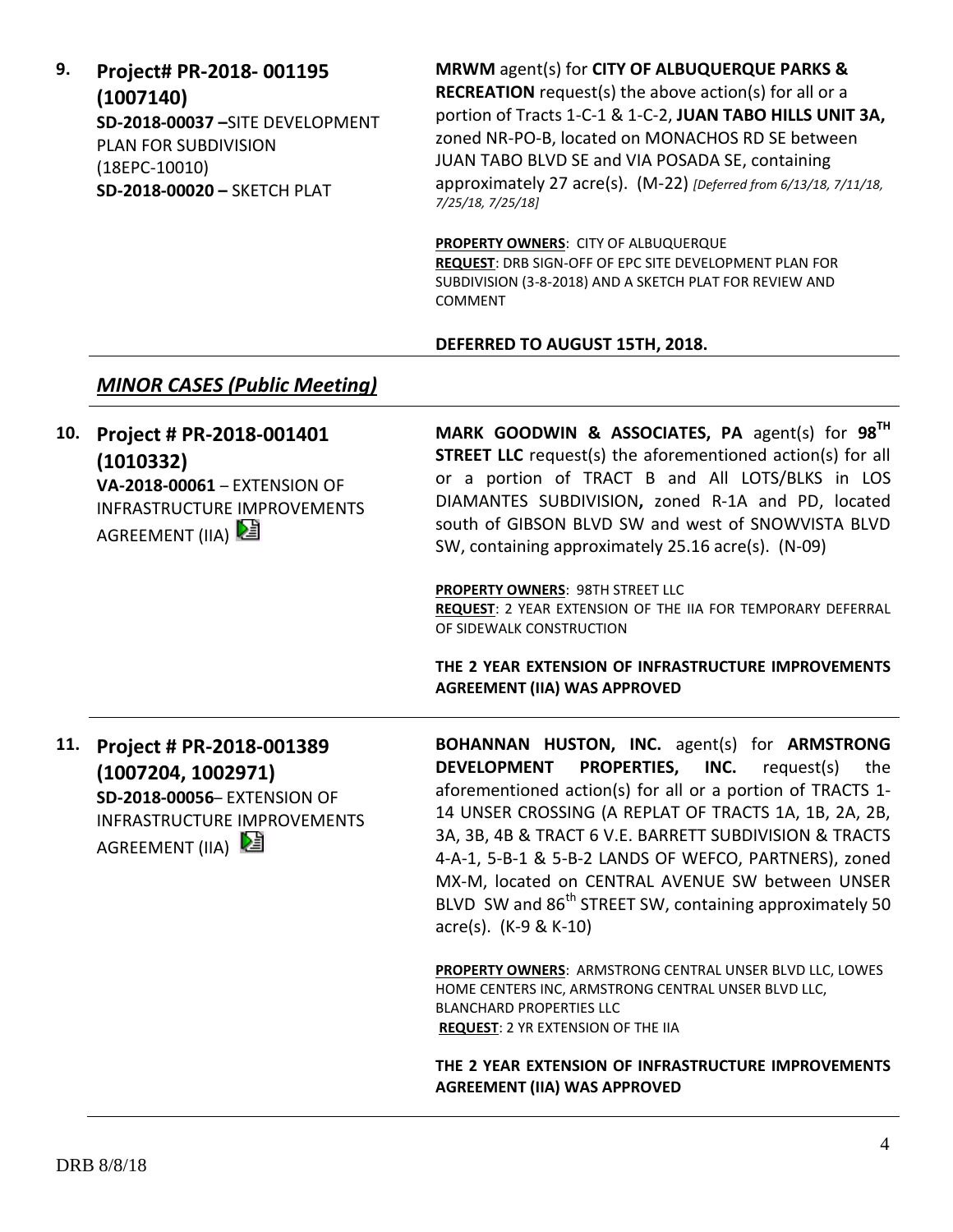**9. Project# PR-2018- 001195 (1007140)**
**SD-2018-00037** –SITE DEVELOPMENT PLAN FOR SUBDIVISION (18EPC-10010)
**SD-2018-00020** – SKETCH PLAT

**MRWM** agent(s) for **CITY OF ALBUQUERQUE PARKS & RECREATION** request(s) the above action(s) for all or a portion of Tracts 1-C-1 & 1-C-2, **JUAN TABO HILLS UNIT 3A,** zoned NR-PO-B, located on MONACHOS RD SE between JUAN TABO BLVD SE and VIA POSADA SE, containing approximately 27 acre(s). (M-22) *[Deferred from 6/13/18, 7/11/18, 7/25/18, 7/25/18]*

**PROPERTY OWNERS**: CITY OF ALBUQUERQUE
**REQUEST**: DRB SIGN-OFF OF EPC SITE DEVELOPMENT PLAN FOR SUBDIVISION (3-8-2018) AND A SKETCH PLAT FOR REVIEW AND COMMENT

**DEFERRED TO AUGUST 15TH, 2018.**

---

## *MINOR CASES (Public Meeting)*

---

**10. Project # PR-2018-001401 (1010332)**
**VA-2018-00061** – EXTENSION OF INFRASTRUCTURE IMPROVEMENTS AGREEMENT (IIA)

**MARK GOODWIN & ASSOCIATES, PA** agent(s) for **98TH STREET LLC** request(s) the aforementioned action(s) for all or a portion of TRACT B and All LOTS/BLKS in LOS DIAMANTES SUBDIVISION**,** zoned R-1A and PD, located south of GIBSON BLVD SW and west of SNOWVISTA BLVD SW, containing approximately 25.16 acre(s). (N-09)

**PROPERTY OWNERS**: 98TH STREET LLC
**REQUEST**: 2 YEAR EXTENSION OF THE IIA FOR TEMPORARY DEFERRAL OF SIDEWALK CONSTRUCTION

**THE 2 YEAR EXTENSION OF INFRASTRUCTURE IMPROVEMENTS AGREEMENT (IIA) WAS APPROVED**

---

**11. Project # PR-2018-001389 (1007204, 1002971)**
**SD-2018-00056**– EXTENSION OF INFRASTRUCTURE IMPROVEMENTS AGREEMENT (IIA)

**BOHANNAN HUSTON, INC.** agent(s) for **ARMSTRONG DEVELOPMENT PROPERTIES, INC.** request(s) the aforementioned action(s) for all or a portion of TRACTS 1-14 UNSER CROSSING (A REPLAT OF TRACTS 1A, 1B, 2A, 2B, 3A, 3B, 4B & TRACT 6 V.E. BARRETT SUBDIVISION & TRACTS 4-A-1, 5-B-1 & 5-B-2 LANDS OF WEFCO, PARTNERS), zoned MX-M, located on CENTRAL AVENUE SW between UNSER BLVD SW and 86th STREET SW, containing approximately 50 acre(s). (K-9 & K-10)

**PROPERTY OWNERS**: ARMSTRONG CENTRAL UNSER BLVD LLC, LOWES HOME CENTERS INC, ARMSTRONG CENTRAL UNSER BLVD LLC, BLANCHARD PROPERTIES LLC
**REQUEST**: 2 YR EXTENSION OF THE IIA

**THE 2 YEAR EXTENSION OF INFRASTRUCTURE IMPROVEMENTS AGREEMENT (IIA) WAS APPROVED**

---

DRB 8/8/18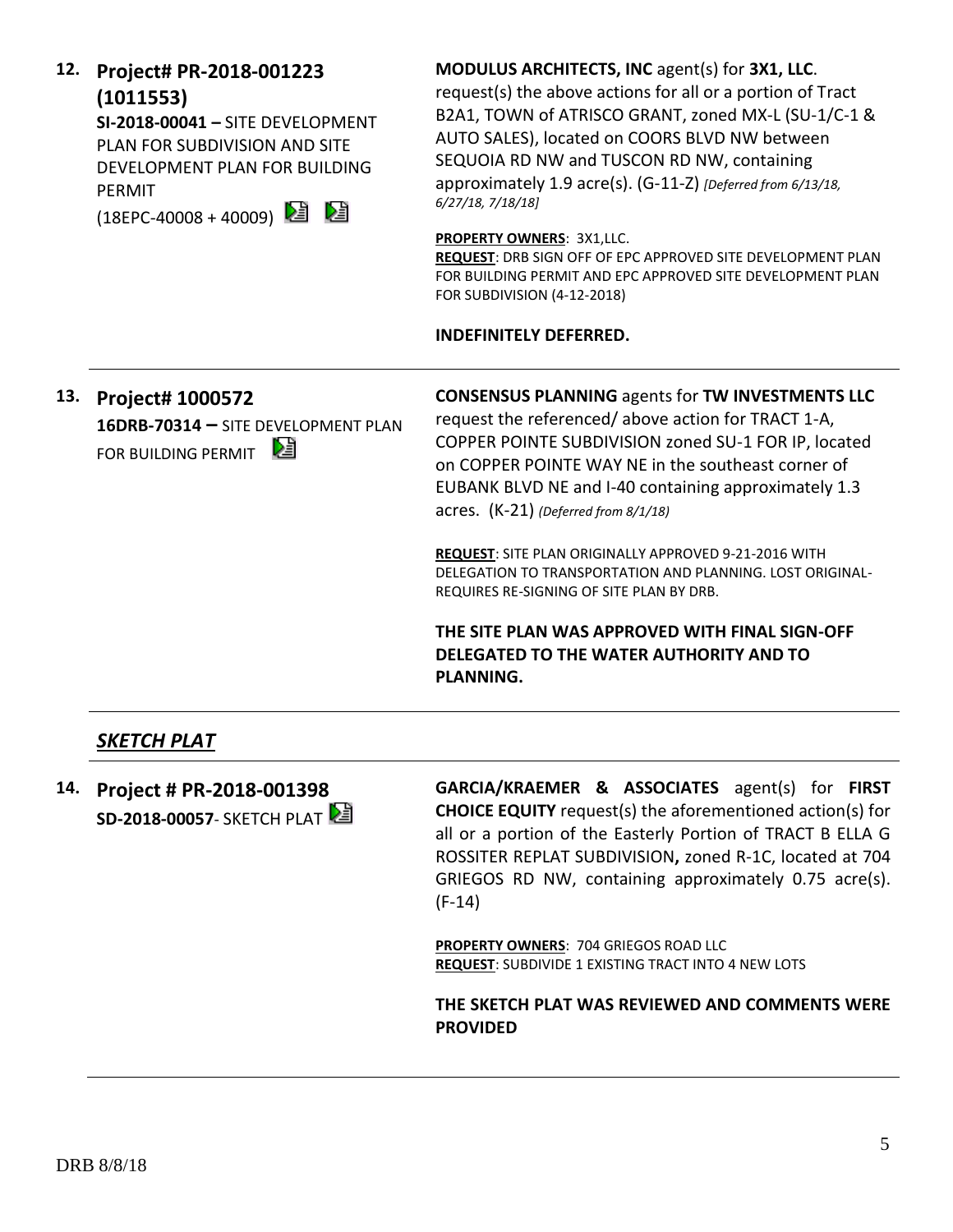**12. Project# PR-2018-001223 (1011553)**

**SI-2018-00041 –** SITE DEVELOPMENT PLAN FOR SUBDIVISION AND SITE DEVELOPMENT PLAN FOR BUILDING PERMIT

(18EPC-40008 + 40009)

**MODULUS ARCHITECTS, INC** agent(s) for **3X1, LLC**. request(s) the above actions for all or a portion of Tract B2A1, TOWN of ATRISCO GRANT, zoned MX-L (SU-1/C-1 & AUTO SALES), located on COORS BLVD NW between SEQUOIA RD NW and TUSCON RD NW, containing approximately 1.9 acre(s). (G-11-Z) *[Deferred from 6/13/18, 6/27/18, 7/18/18]*

**PROPERTY OWNERS**: 3X1,LLC.
**REQUEST**: DRB SIGN OFF OF EPC APPROVED SITE DEVELOPMENT PLAN FOR BUILDING PERMIT AND EPC APPROVED SITE DEVELOPMENT PLAN FOR SUBDIVISION (4-12-2018)

**INDEFINITELY DEFERRED.**

---

**13. Project# 1000572**

**16DRB-70314 –** SITE DEVELOPMENT PLAN FOR BUILDING PERMIT

**CONSENSUS PLANNING** agents for **TW INVESTMENTS LLC** request the referenced/ above action for TRACT 1-A, COPPER POINTE SUBDIVISION zoned SU-1 FOR IP, located on COPPER POINTE WAY NE in the southeast corner of EUBANK BLVD NE and I-40 containing approximately 1.3 acres. (K-21) *(Deferred from 8/1/18)*

**REQUEST**: SITE PLAN ORIGINALLY APPROVED 9-21-2016 WITH DELEGATION TO TRANSPORTATION AND PLANNING. LOST ORIGINAL-REQUIRES RE-SIGNING OF SITE PLAN BY DRB.

**THE SITE PLAN WAS APPROVED WITH FINAL SIGN-OFF DELEGATED TO THE WATER AUTHORITY AND TO PLANNING.**

---

## ***SKETCH PLAT***

**14. Project # PR-2018-001398**

**SD-2018-00057**- SKETCH PLAT

**GARCIA/KRAEMER & ASSOCIATES** agent(s) for **FIRST CHOICE EQUITY** request(s) the aforementioned action(s) for all or a portion of the Easterly Portion of TRACT B ELLA G ROSSITER REPLAT SUBDIVISION**,** zoned R-1C, located at 704 GRIEGOS RD NW, containing approximately 0.75 acre(s). (F-14)

**PROPERTY OWNERS**: 704 GRIEGOS ROAD LLC
**REQUEST**: SUBDIVIDE 1 EXISTING TRACT INTO 4 NEW LOTS

**THE SKETCH PLAT WAS REVIEWED AND COMMENTS WERE PROVIDED**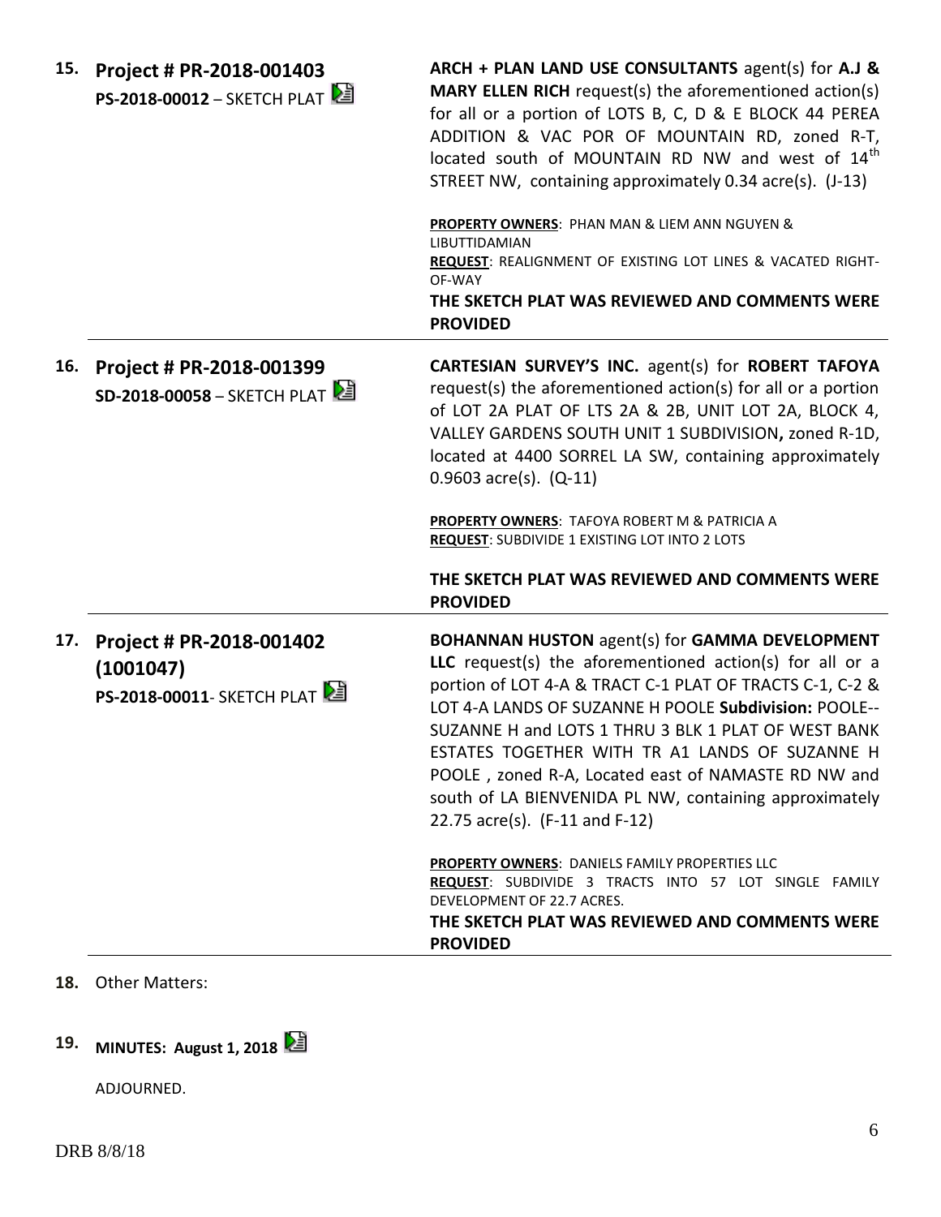| | | |
|---|---|---|
| 15. | **Project # PR-2018-001403**<br>**PS-2018-00012** – SKETCH PLAT | **ARCH + PLAN LAND USE CONSULTANTS** agent(s) for **A.J & MARY ELLEN RICH** request(s) the aforementioned action(s) for all or a portion of LOTS B, C, D & E BLOCK 44 PEREA ADDITION & VAC POR OF MOUNTAIN RD, zoned R-T, located south of MOUNTAIN RD NW and west of 14th STREET NW, containing approximately 0.34 acre(s). (J-13)<br><br>**PROPERTY OWNERS**: PHAN MAN & LIEM ANN NGUYEN & LIBUTTIDAMIAN<br>**REQUEST**: REALIGNMENT OF EXISTING LOT LINES & VACATED RIGHT-OF-WAY<br>**THE SKETCH PLAT WAS REVIEWED AND COMMENTS WERE PROVIDED** |
| 16. | **Project # PR-2018-001399**<br>**SD-2018-00058** – SKETCH PLAT | **CARTESIAN SURVEY'S INC.** agent(s) for **ROBERT TAFOYA** request(s) the aforementioned action(s) for all or a portion of LOT 2A PLAT OF LTS 2A & 2B, UNIT LOT 2A, BLOCK 4, VALLEY GARDENS SOUTH UNIT 1 SUBDIVISION**,** zoned R-1D, located at 4400 SORREL LA SW, containing approximately 0.9603 acre(s). (Q-11)<br><br>**PROPERTY OWNERS**: TAFOYA ROBERT M & PATRICIA A<br>**REQUEST**: SUBDIVIDE 1 EXISTING LOT INTO 2 LOTS<br><br>**THE SKETCH PLAT WAS REVIEWED AND COMMENTS WERE PROVIDED** |
| 17. | **Project # PR-2018-001402 (1001047)**<br>**PS-2018-00011**- SKETCH PLAT | **BOHANNAN HUSTON** agent(s) for **GAMMA DEVELOPMENT LLC** request(s) the aforementioned action(s) for all or a portion of LOT 4-A & TRACT C-1 PLAT OF TRACTS C-1, C-2 & LOT 4-A LANDS OF SUZANNE H POOLE **Subdivision:** POOLE--SUZANNE H and LOTS 1 THRU 3 BLK 1 PLAT OF WEST BANK ESTATES TOGETHER WITH TR A1 LANDS OF SUZANNE H POOLE , zoned R-A, Located east of NAMASTE RD NW and south of LA BIENVENIDA PL NW, containing approximately 22.75 acre(s). (F-11 and F-12)<br><br>**PROPERTY OWNERS**: DANIELS FAMILY PROPERTIES LLC<br>**REQUEST**: SUBDIVIDE 3 TRACTS INTO 57 LOT SINGLE FAMILY DEVELOPMENT OF 22.7 ACRES.<br>**THE SKETCH PLAT WAS REVIEWED AND COMMENTS WERE PROVIDED** |

18. Other Matters:

19. **MINUTES: August 1, 2018**

ADJOURNED.

DRB 8/8/18